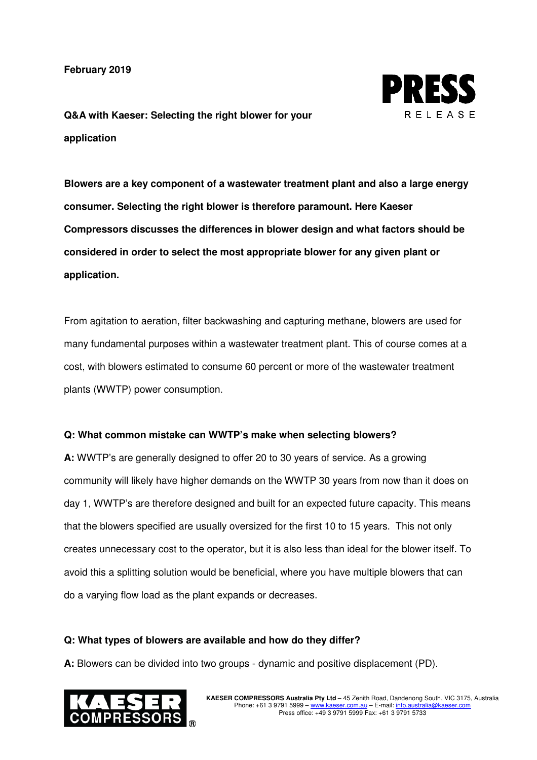February 2019

# Q&A with Kaeser: Selecting the right blower for your application

**Blowers are a key component of a wastewater treatment plant and also a large energy consumer. Selecting the right blower is therefore paramount. Here Kaeser Compressors discusses the differences in blower design and what factors should be considered in order to select the most appropriate blower for any given plant or application.**

From agitation to aeration, filter backwashing and capturing methane, blowers are used for many fundamental purposes within a wastewater treatment plant. This of course comes at a cost, with blowers estimated to consume 60 percent or more of the wastewater treatment plants (WWTP) power consumption.

**Q: What common mistake can WWTP's make when selecting blowers?**

**A:** WWTP's are generally designed to offer 20 to 30 years of service. As a growing community will likely have higher demands on the WWTP 30 years from now than it does on day 1, WWTP's are therefore designed and built for an expected future capacity. This means that the blowers specified are usually oversized for the first 10 to 15 years. This not only creates unnecessary cost to the operator, but it is also less than ideal for the blower itself. To avoid this a splitting solution would be beneficial, where you have multiple blowers that can do a varying flow load as the plant expands or decreases.

**Q: What types of blowers are available and how do they differ?**

**A:** Blowers can be divided into two groups - dynamic and positive displacement (PD).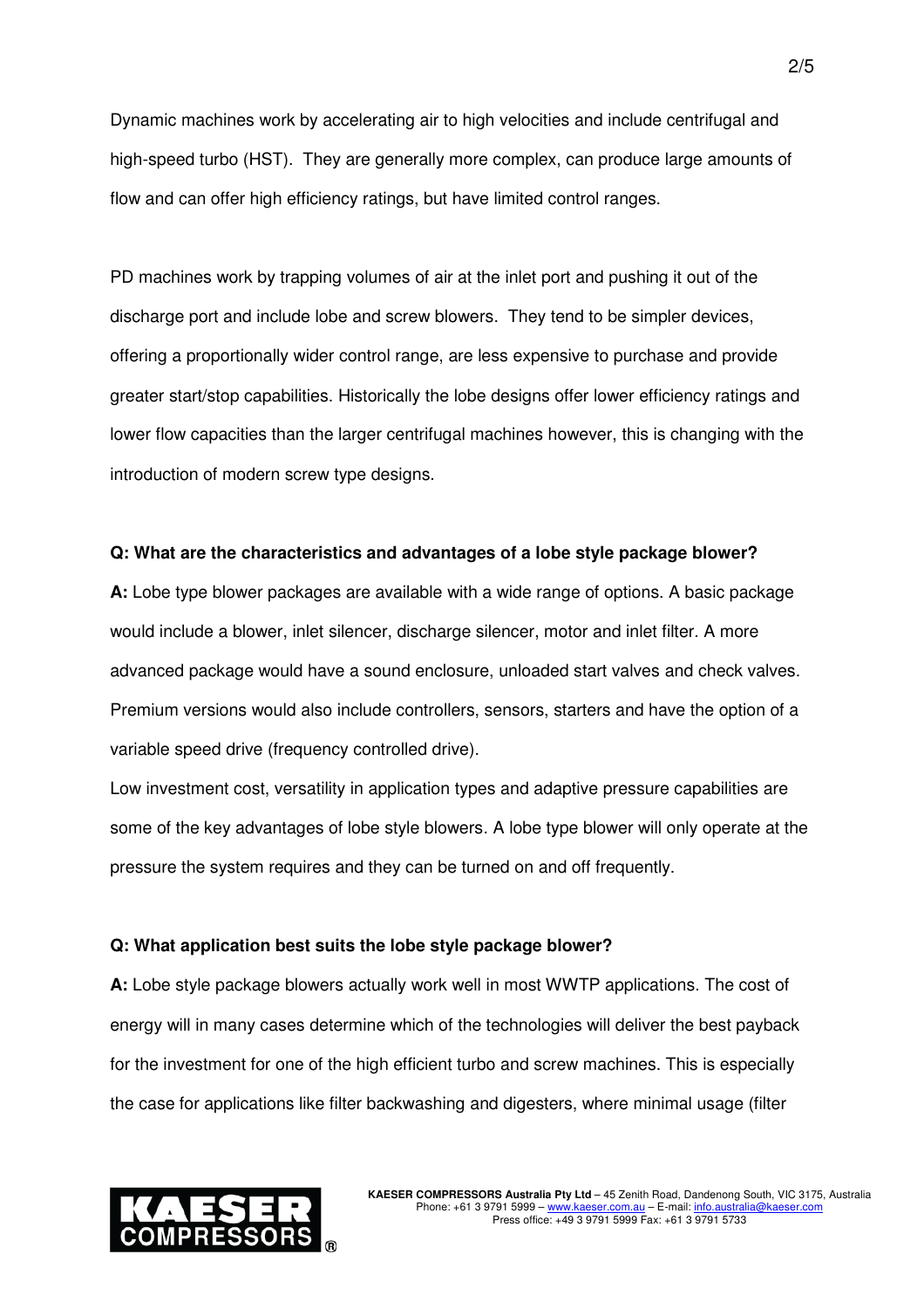Dynamic machines work by accelerating air to high velocities and include centrifugal and high-speed turbo (HST). They are generally more complex, can produce large amounts of flow and can offer high efficiency ratings, but have limited control ranges.

PD machines work by trapping volumes of air at the inlet port and pushing it out of the discharge port and include lobe and screw blowers. They tend to be simpler devices, offering a proportionally wider control range, are less expensive to purchase and provide greater start/stop capabilities. Historically the lobe designs offer lower efficiency ratings and lower flow capacities than the larger centrifugal machines however, this is changing with the introduction of modern screw type designs.

**Q: What are the characteristics and advantages of a lobe style package blower?**

**A:** Lobe type blower packages are available with a wide range of options. A basic package would include a blower, inlet silencer, discharge silencer, motor and inlet filter. A more advanced package would have a sound enclosure, unloaded start valves and check valves. Premium versions would also include controllers, sensors, starters and have the option of a variable speed drive (frequency controlled drive).

Low investment cost, versatility in application types and adaptive pressure capabilities are some of the key advantages of lobe style blowers. A lobe type blower will only operate at the pressure the system requires and they can be turned on and off frequently.

**Q: What application best suits the lobe style package blower?**

**A:** Lobe style package blowers actually work well in most WWTP applications. The cost of energy will in many cases determine which of the technologies will deliver the best payback for the investment for one of the high efficient turbo and screw machines. This is especially the case for applications like filter backwashing and digesters, where minimal usage (filter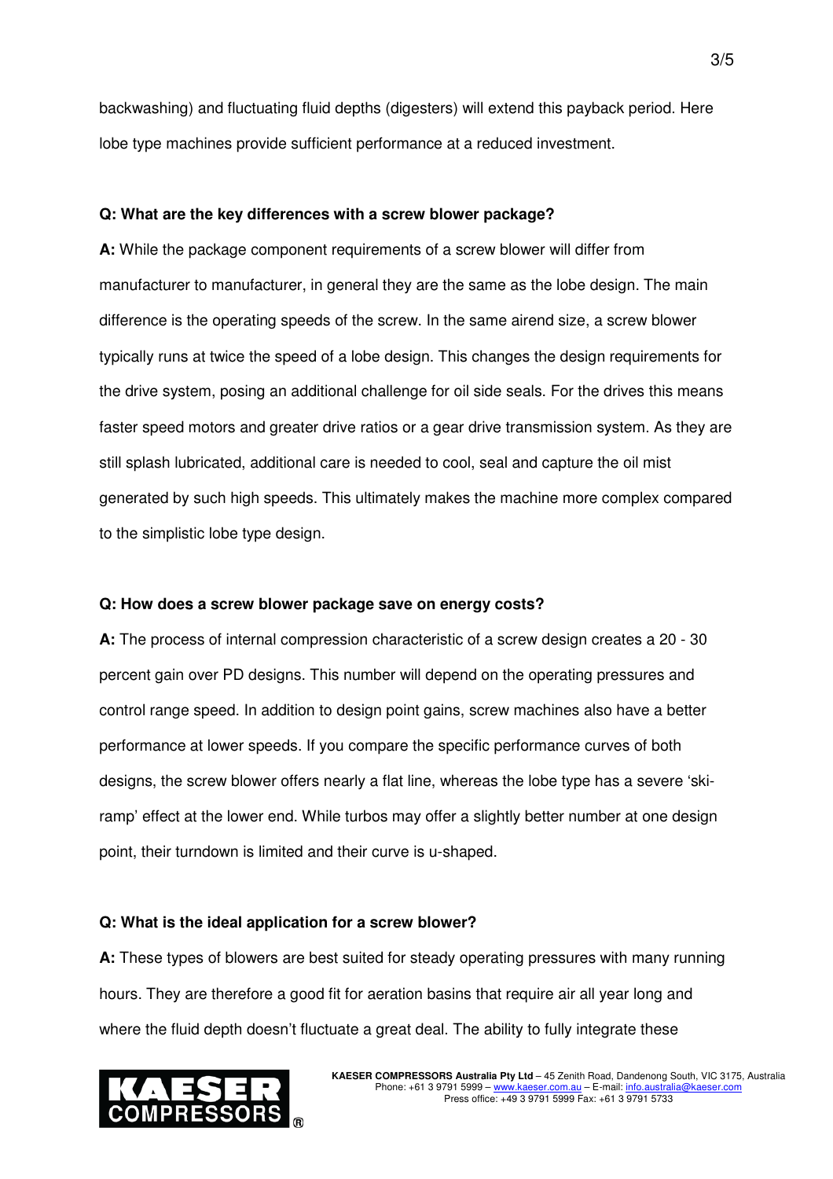backwashing) and fluctuating fluid depths (digesters) will extend this payback period. Here lobe type machines provide sufficient performance at a reduced investment.

**Q: What are the key differences with a screw blower package?**

**A:** While the package component requirements of a screw blower will differ from manufacturer to manufacturer, in general they are the same as the lobe design. The main difference is the operating speeds of the screw. In the same airend size, a screw blower typically runs at twice the speed of a lobe design. This changes the design requirements for the drive system, posing an additional challenge for oil side seals. For the drives this means faster speed motors and greater drive ratios or a gear drive transmission system. As they are still splash lubricated, additional care is needed to cool, seal and capture the oil mist generated by such high speeds. This ultimately makes the machine more complex compared to the simplistic lobe type design.

**Q: How does a screw blower package save on energy costs?**

**A:** The process of internal compression characteristic of a screw design creates a 20 - 30 percent gain over PD designs. This number will depend on the operating pressures and control range speed. In addition to design point gains, screw machines also have a better performance at lower speeds. If you compare the specific performance curves of both designs, the screw blower offers nearly a flat line, whereas the lobe type has a severe 'ski-ramp' effect at the lower end. While turbos may offer a slightly better number at one design point, their turndown is limited and their curve is u-shaped.

**Q: What is the ideal application for a screw blower?**

**A:** These types of blowers are best suited for steady operating pressures with many running hours. They are therefore a good fit for aeration basins that require air all year long and where the fluid depth doesn't fluctuate a great deal. The ability to fully integrate these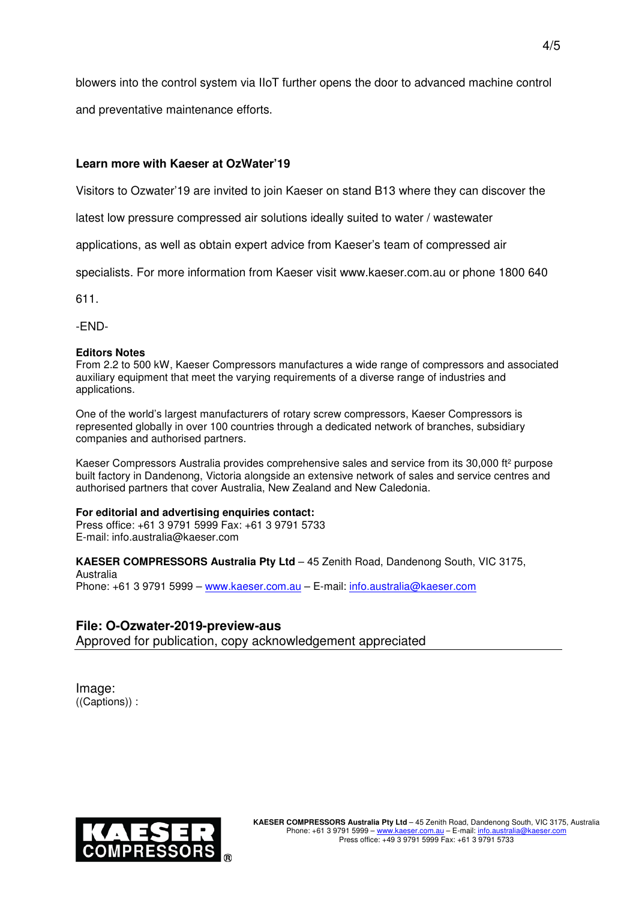blowers into the control system via IIoT further opens the door to advanced machine control and preventative maintenance efforts.

**Learn more with Kaeser at OzWater'19**

Visitors to Ozwater'19 are invited to join Kaeser on stand B13 where they can discover the latest low pressure compressed air solutions ideally suited to water / wastewater applications, as well as obtain expert advice from Kaeser's team of compressed air specialists. For more information from Kaeser visit www.kaeser.com.au or phone 1800 640 611.

-END-

**Editors Notes**
From 2.2 to 500 kW, Kaeser Compressors manufactures a wide range of compressors and associated auxiliary equipment that meet the varying requirements of a diverse range of industries and applications.

One of the world's largest manufacturers of rotary screw compressors, Kaeser Compressors is represented globally in over 100 countries through a dedicated network of branches, subsidiary companies and authorised partners.

Kaeser Compressors Australia provides comprehensive sales and service from its 30,000 ft² purpose built factory in Dandenong, Victoria alongside an extensive network of sales and service centres and authorised partners that cover Australia, New Zealand and New Caledonia.

**For editorial and advertising enquiries contact:**
Press office: +61 3 9791 5999 Fax: +61 3 9791 5733
E-mail: info.australia@kaeser.com

**KAESER COMPRESSORS Australia Pty Ltd** – 45 Zenith Road, Dandenong South, VIC 3175, Australia
Phone: +61 3 9791 5999 – www.kaeser.com.au – E-mail: info.australia@kaeser.com

## File: O-Ozwater-2019-preview-aus

Approved for publication, copy acknowledgement appreciated

Image:
((Captions)) :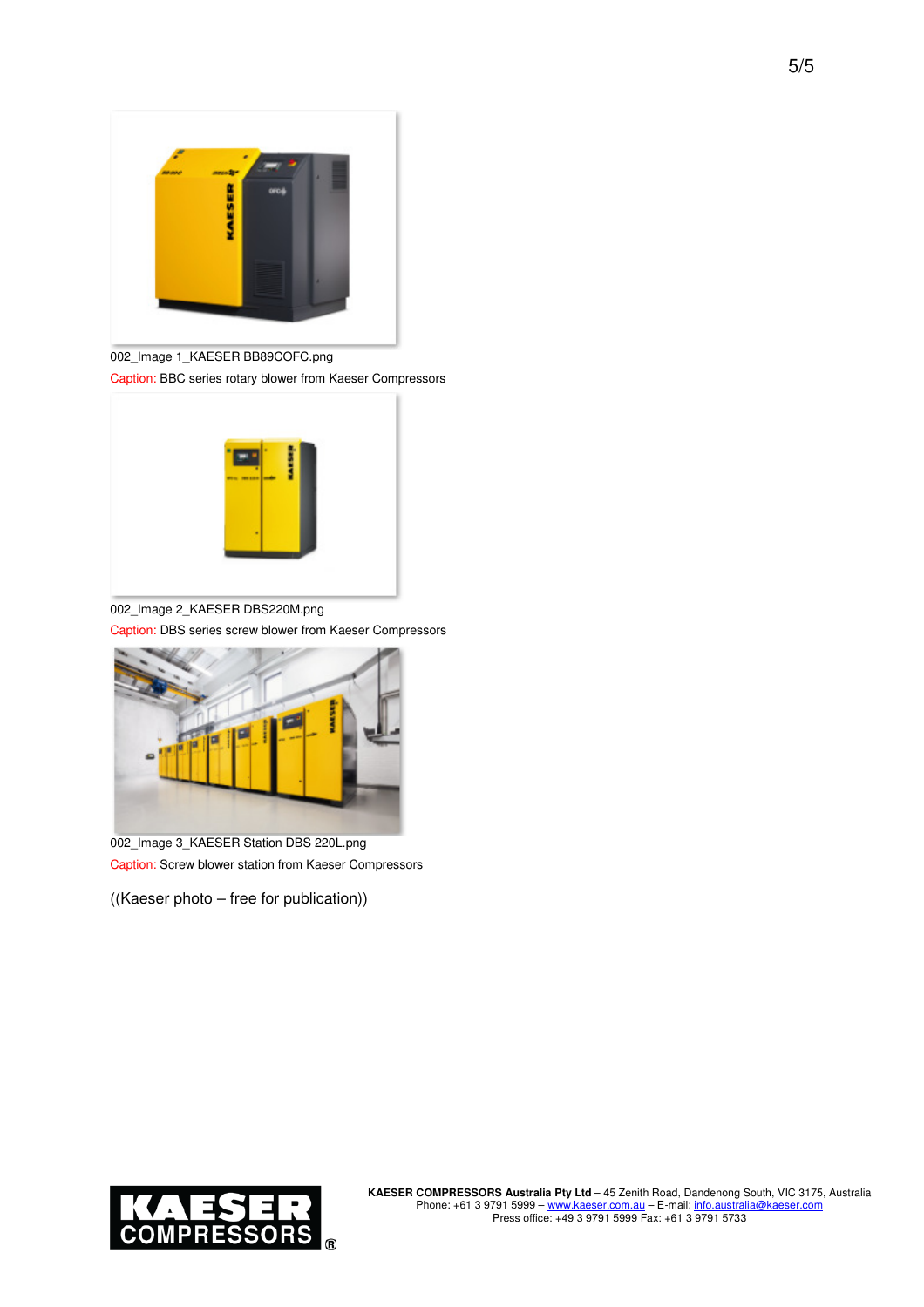002_Image 1_KAESER BB89COFC.png

Caption: BBC series rotary blower from Kaeser Compressors

002_Image 2_KAESER DBS220M.png

Caption: DBS series screw blower from Kaeser Compressors

002_Image 3_KAESER Station DBS 220L.png

Caption: Screw blower station from Kaeser Compressors

((Kaeser photo – free for publication))

**KAESER COMPRESSORS Australia Pty Ltd** – 45 Zenith Road, Dandenong South, VIC 3175, Australia
Phone: +61 3 9791 5999 – www.kaeser.com.au – E-mail: info.australia@kaeser.com
Press office: +49 3 9791 5999 Fax: +61 3 9791 5733